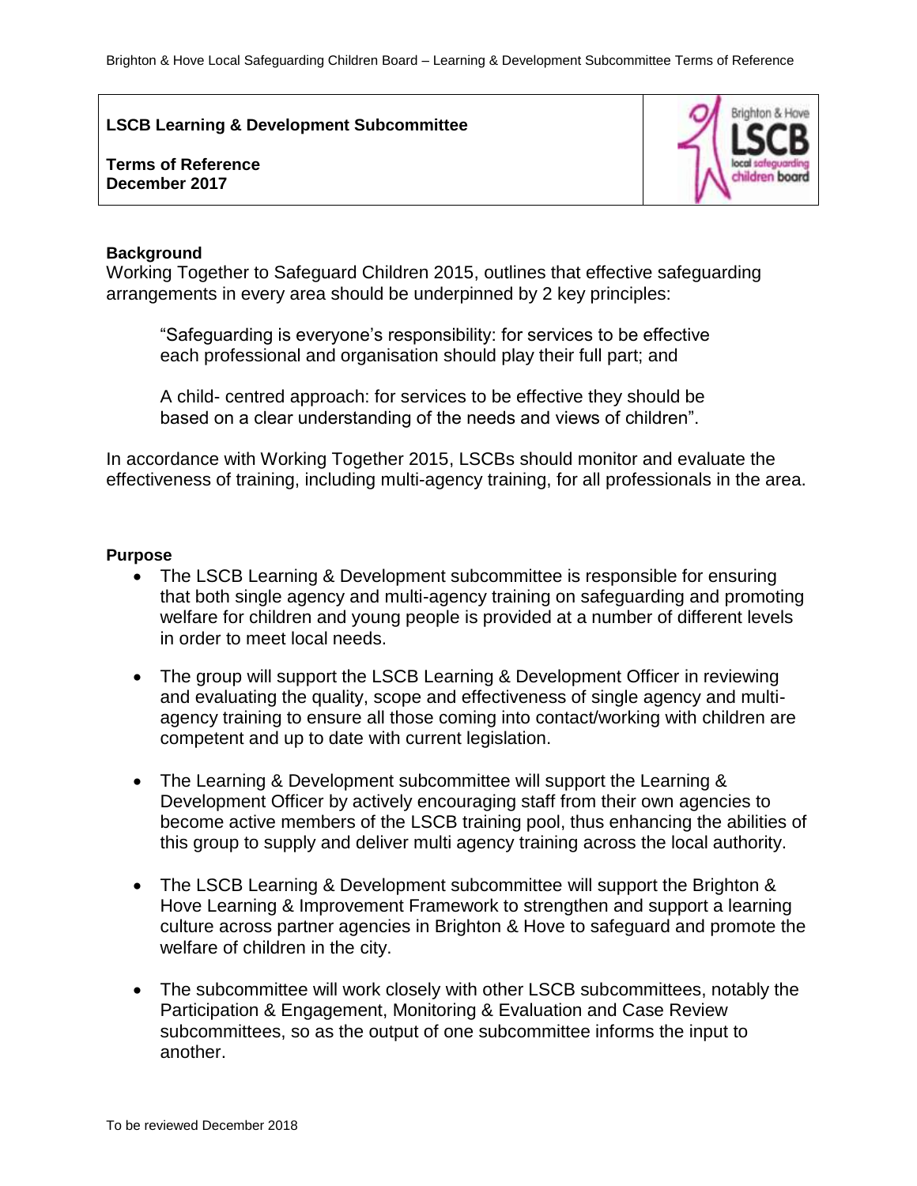**LSCB Learning & Development Subcommittee**

**Terms of Reference**
**December 2017**

**Background**

Working Together to Safeguard Children 2015, outlines that effective safeguarding arrangements in every area should be underpinned by 2 key principles:

> "Safeguarding is everyone's responsibility: for services to be effective each professional and organisation should play their full part; and
>
> A child- centred approach: for services to be effective they should be based on a clear understanding of the needs and views of children".

In accordance with Working Together 2015, LSCBs should monitor and evaluate the effectiveness of training, including multi-agency training, for all professionals in the area.

**Purpose**

- The LSCB Learning & Development subcommittee is responsible for ensuring that both single agency and multi-agency training on safeguarding and promoting welfare for children and young people is provided at a number of different levels in order to meet local needs.
- The group will support the LSCB Learning & Development Officer in reviewing and evaluating the quality, scope and effectiveness of single agency and multi-agency training to ensure all those coming into contact/working with children are competent and up to date with current legislation.
- The Learning & Development subcommittee will support the Learning & Development Officer by actively encouraging staff from their own agencies to become active members of the LSCB training pool, thus enhancing the abilities of this group to supply and deliver multi agency training across the local authority.
- The LSCB Learning & Development subcommittee will support the Brighton & Hove Learning & Improvement Framework to strengthen and support a learning culture across partner agencies in Brighton & Hove to safeguard and promote the welfare of children in the city.
- The subcommittee will work closely with other LSCB subcommittees, notably the Participation & Engagement, Monitoring & Evaluation and Case Review subcommittees, so as the output of one subcommittee informs the input to another.

To be reviewed December 2018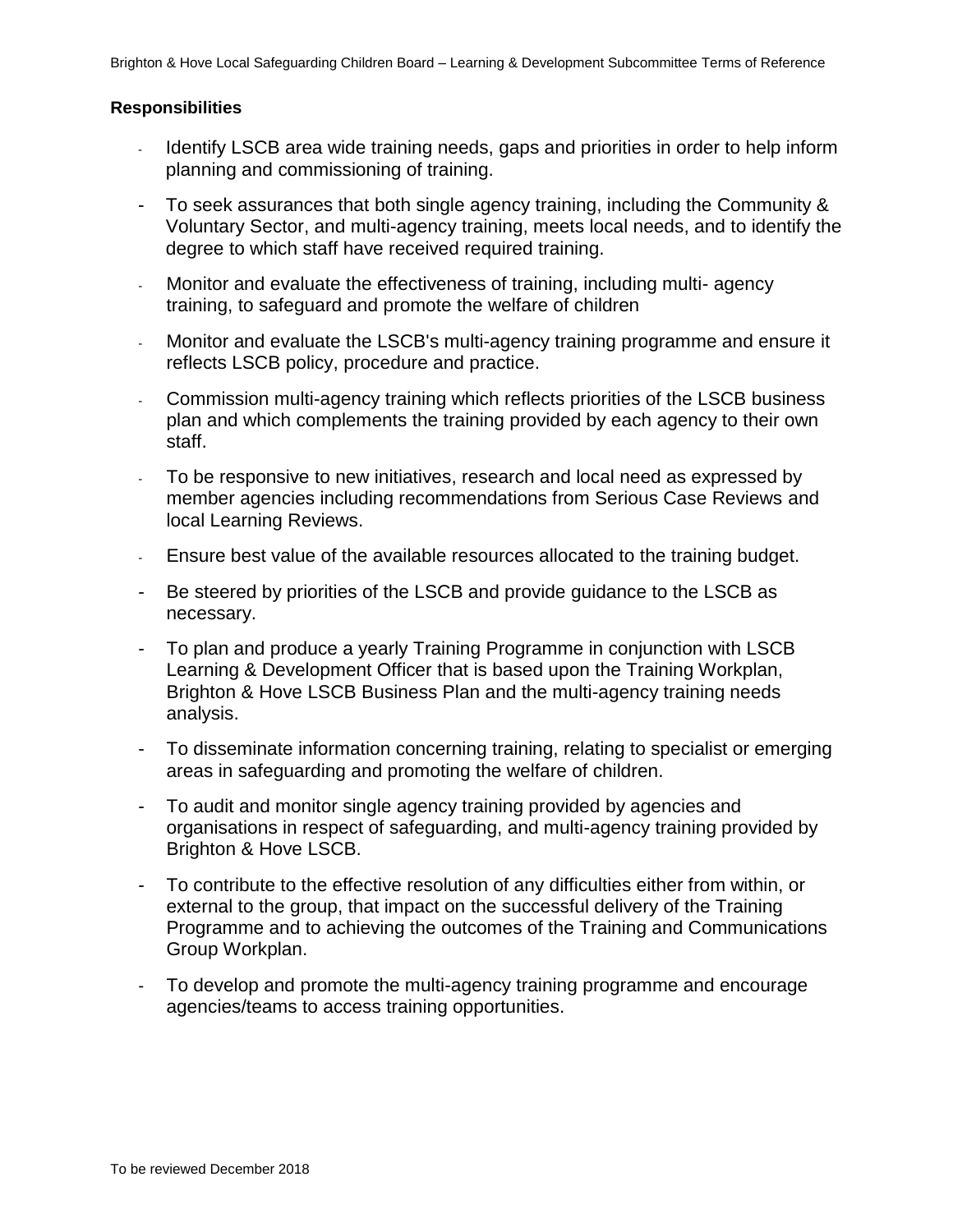**Responsibilities**

- Identify LSCB area wide training needs, gaps and priorities in order to help inform planning and commissioning of training.
- To seek assurances that both single agency training, including the Community & Voluntary Sector, and multi-agency training, meets local needs, and to identify the degree to which staff have received required training.
- Monitor and evaluate the effectiveness of training, including multi- agency training, to safeguard and promote the welfare of children
- Monitor and evaluate the LSCB's multi-agency training programme and ensure it reflects LSCB policy, procedure and practice.
- Commission multi-agency training which reflects priorities of the LSCB business plan and which complements the training provided by each agency to their own staff.
- To be responsive to new initiatives, research and local need as expressed by member agencies including recommendations from Serious Case Reviews and local Learning Reviews.
- Ensure best value of the available resources allocated to the training budget.
- Be steered by priorities of the LSCB and provide guidance to the LSCB as necessary.
- To plan and produce a yearly Training Programme in conjunction with LSCB Learning & Development Officer that is based upon the Training Workplan, Brighton & Hove LSCB Business Plan and the multi-agency training needs analysis.
- To disseminate information concerning training, relating to specialist or emerging areas in safeguarding and promoting the welfare of children.
- To audit and monitor single agency training provided by agencies and organisations in respect of safeguarding, and multi-agency training provided by Brighton & Hove LSCB.
- To contribute to the effective resolution of any difficulties either from within, or external to the group, that impact on the successful delivery of the Training Programme and to achieving the outcomes of the Training and Communications Group Workplan.
- To develop and promote the multi-agency training programme and encourage agencies/teams to access training opportunities.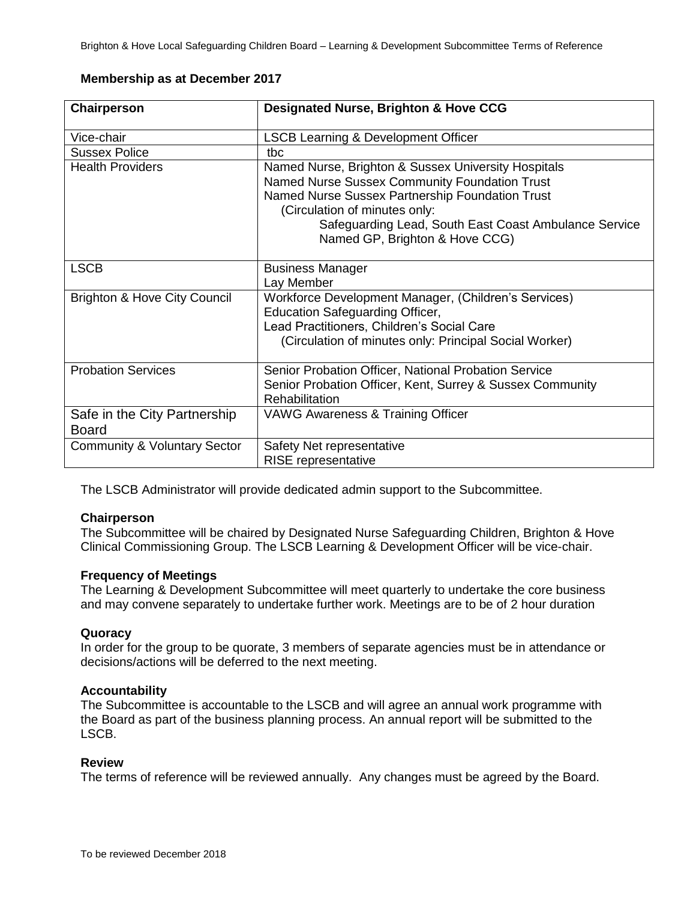**Membership as at December 2017**

| **Chairperson** | **Designated Nurse, Brighton & Hove CCG** |
|---|---|
| Vice-chair | LSCB Learning & Development Officer |
| Sussex Police | tbc |
| Health Providers | Named Nurse, Brighton & Sussex University Hospitals<br>Named Nurse Sussex Community Foundation Trust<br>Named Nurse Sussex Partnership Foundation Trust<br>(Circulation of minutes only:<br>Safeguarding Lead, South East Coast Ambulance Service<br>Named GP, Brighton & Hove CCG) |
| LSCB | Business Manager<br>Lay Member |
| Brighton & Hove City Council | Workforce Development Manager, (Children's Services)<br>Education Safeguarding Officer,<br>Lead Practitioners, Children's Social Care<br>(Circulation of minutes only: Principal Social Worker) |
| Probation Services | Senior Probation Officer, National Probation Service<br>Senior Probation Officer, Kent, Surrey & Sussex Community Rehabilitation |
| Safe in the City Partnership Board | VAWG Awareness & Training Officer |
| Community & Voluntary Sector | Safety Net representative<br>RISE representative |

The LSCB Administrator will provide dedicated admin support to the Subcommittee.

**Chairperson**

The Subcommittee will be chaired by Designated Nurse Safeguarding Children, Brighton & Hove Clinical Commissioning Group. The LSCB Learning & Development Officer will be vice-chair.

**Frequency of Meetings**

The Learning & Development Subcommittee will meet quarterly to undertake the core business and may convene separately to undertake further work. Meetings are to be of 2 hour duration

**Quoracy**

In order for the group to be quorate, 3 members of separate agencies must be in attendance or decisions/actions will be deferred to the next meeting.

**Accountability**

The Subcommittee is accountable to the LSCB and will agree an annual work programme with the Board as part of the business planning process. An annual report will be submitted to the LSCB.

**Review**

The terms of reference will be reviewed annually. Any changes must be agreed by the Board.

To be reviewed December 2018